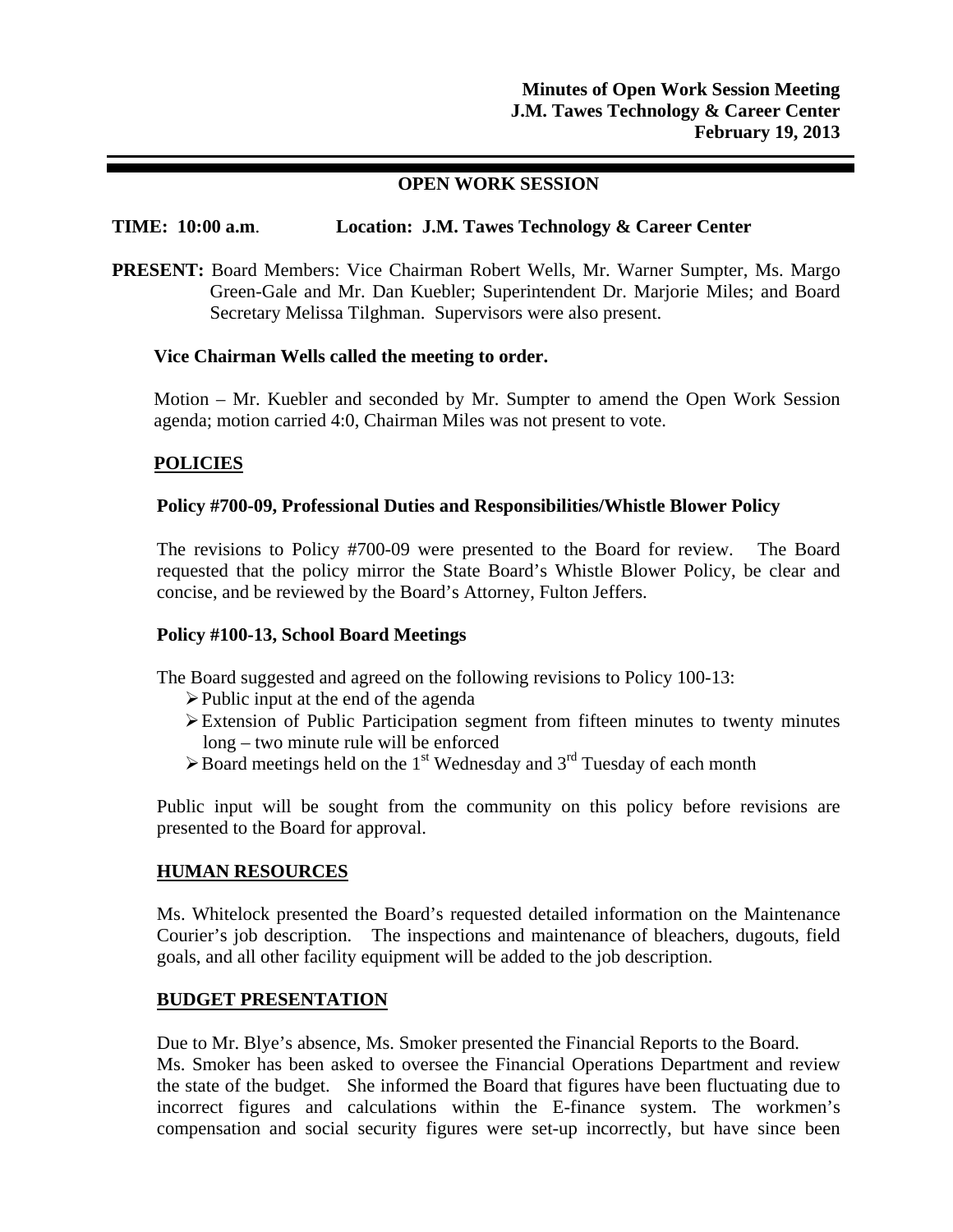**Minutes of Open Work Session Meeting**
**J.M. Tawes Technology & Career Center**
**February 19, 2013**

---

## OPEN WORK SESSION

**TIME: 10:00 a.m.** **Location: J.M. Tawes Technology & Career Center**

**PRESENT:** Board Members: Vice Chairman Robert Wells, Mr. Warner Sumpter, Ms. Margo Green-Gale and Mr. Dan Kuebler; Superintendent Dr. Marjorie Miles; and Board Secretary Melissa Tilghman. Supervisors were also present.

**Vice Chairman Wells called the meeting to order.**

Motion – Mr. Kuebler and seconded by Mr. Sumpter to amend the Open Work Session agenda; motion carried 4:0, Chairman Miles was not present to vote.

### POLICIES

**Policy #700-09, Professional Duties and Responsibilities/Whistle Blower Policy**

The revisions to Policy #700-09 were presented to the Board for review. The Board requested that the policy mirror the State Board's Whistle Blower Policy, be clear and concise, and be reviewed by the Board's Attorney, Fulton Jeffers.

**Policy #100-13, School Board Meetings**

The Board suggested and agreed on the following revisions to Policy 100-13:

- Public input at the end of the agenda
- Extension of Public Participation segment from fifteen minutes to twenty minutes long – two minute rule will be enforced
- Board meetings held on the 1st Wednesday and 3rd Tuesday of each month

Public input will be sought from the community on this policy before revisions are presented to the Board for approval.

### HUMAN RESOURCES

Ms. Whitelock presented the Board's requested detailed information on the Maintenance Courier's job description. The inspections and maintenance of bleachers, dugouts, field goals, and all other facility equipment will be added to the job description.

### BUDGET PRESENTATION

Due to Mr. Blye's absence, Ms. Smoker presented the Financial Reports to the Board.
Ms. Smoker has been asked to oversee the Financial Operations Department and review the state of the budget. She informed the Board that figures have been fluctuating due to incorrect figures and calculations within the E-finance system. The workmen's compensation and social security figures were set-up incorrectly, but have since been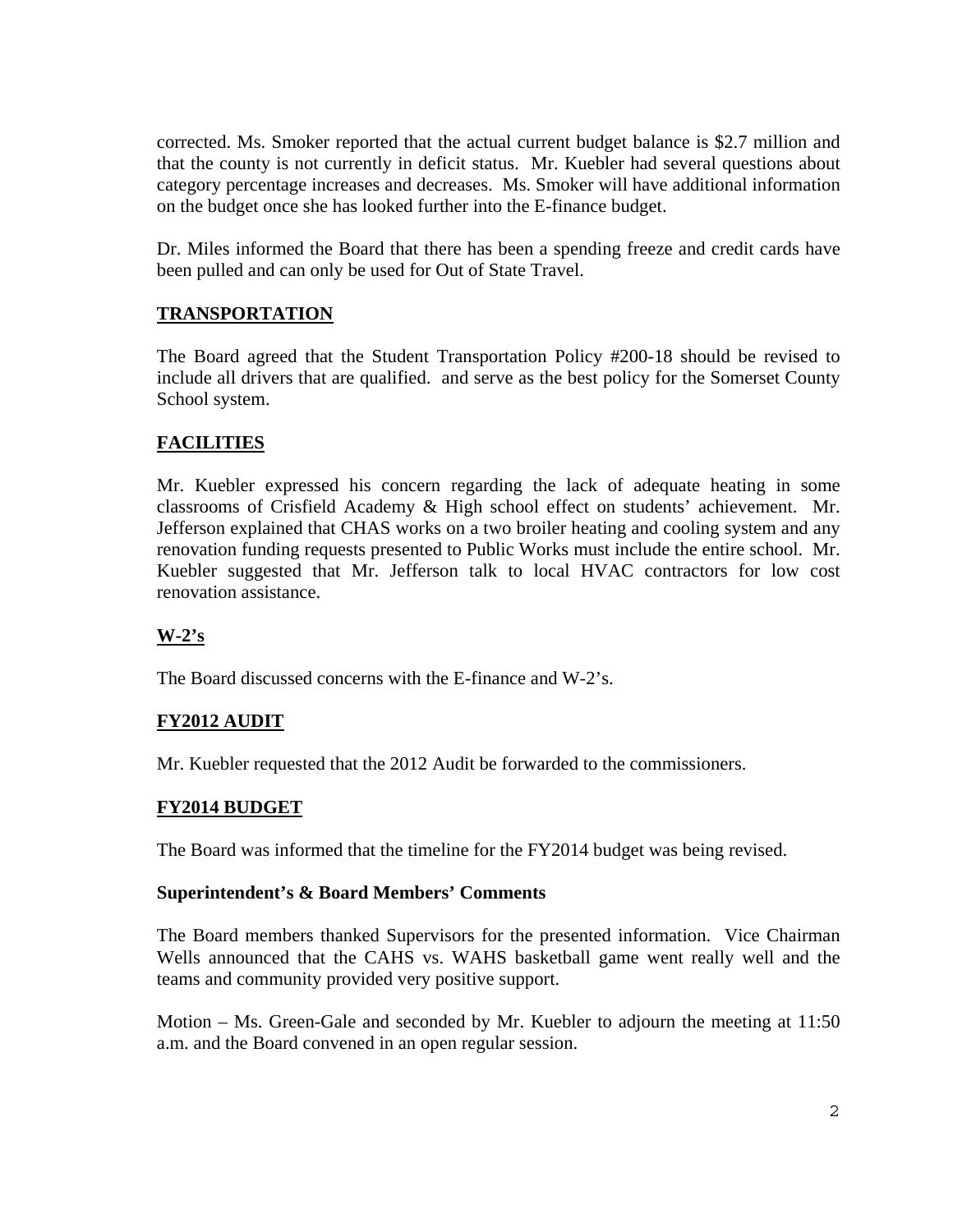corrected. Ms. Smoker reported that the actual current budget balance is $2.7 million and that the county is not currently in deficit status. Mr. Kuebler had several questions about category percentage increases and decreases. Ms. Smoker will have additional information on the budget once she has looked further into the E-finance budget.

Dr. Miles informed the Board that there has been a spending freeze and credit cards have been pulled and can only be used for Out of State Travel.

## TRANSPORTATION

The Board agreed that the Student Transportation Policy #200-18 should be revised to include all drivers that are qualified. and serve as the best policy for the Somerset County School system.

## FACILITIES

Mr. Kuebler expressed his concern regarding the lack of adequate heating in some classrooms of Crisfield Academy & High school effect on students' achievement. Mr. Jefferson explained that CHAS works on a two broiler heating and cooling system and any renovation funding requests presented to Public Works must include the entire school. Mr. Kuebler suggested that Mr. Jefferson talk to local HVAC contractors for low cost renovation assistance.

## W-2's

The Board discussed concerns with the E-finance and W-2's.

## FY2012 AUDIT

Mr. Kuebler requested that the 2012 Audit be forwarded to the commissioners.

## FY2014 BUDGET

The Board was informed that the timeline for the FY2014 budget was being revised.

### Superintendent's & Board Members' Comments

The Board members thanked Supervisors for the presented information. Vice Chairman Wells announced that the CAHS vs. WAHS basketball game went really well and the teams and community provided very positive support.

Motion – Ms. Green-Gale and seconded by Mr. Kuebler to adjourn the meeting at 11:50 a.m. and the Board convened in an open regular session.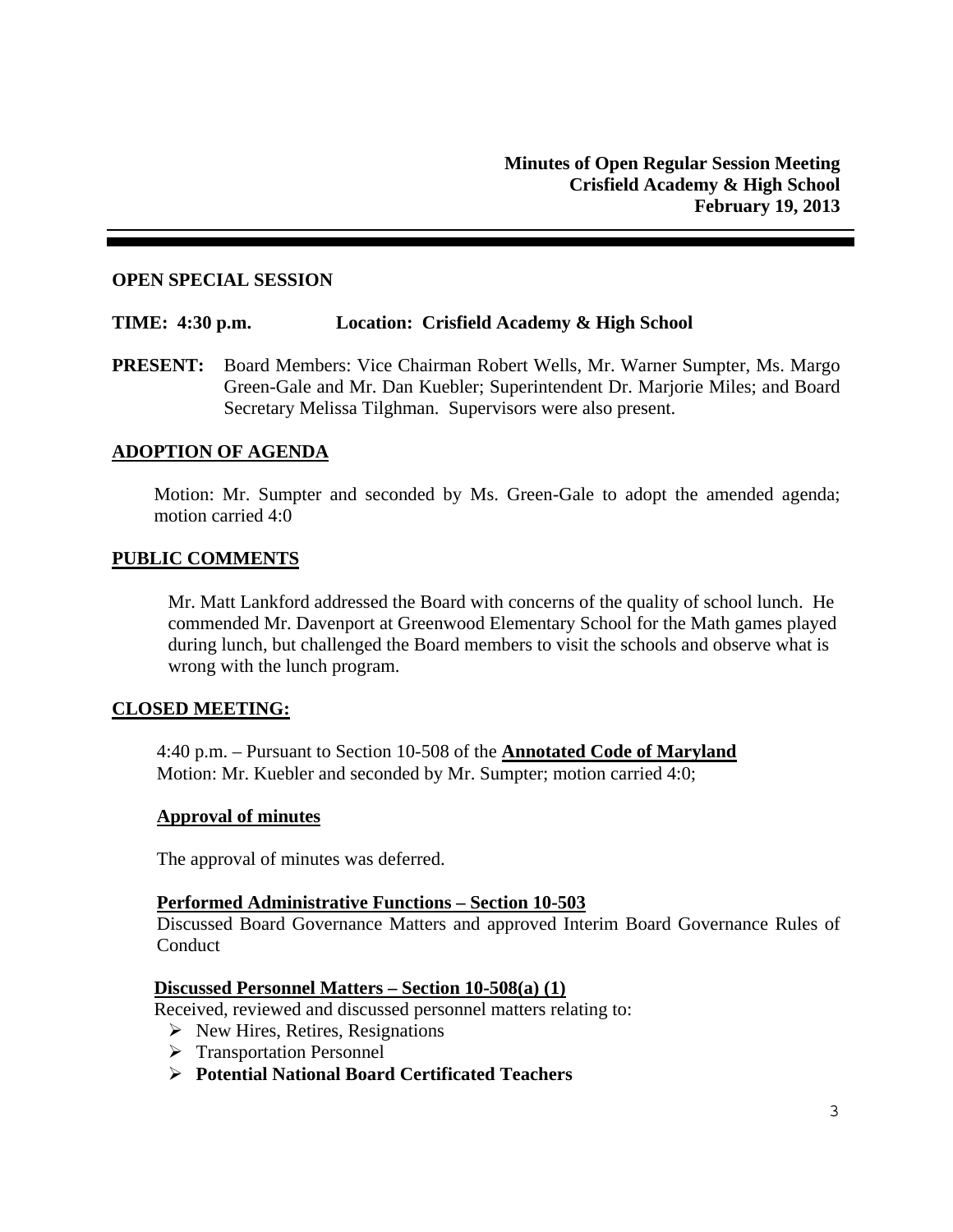**Minutes of Open Regular Session Meeting**
**Crisfield Academy & High School**
**February 19, 2013**

---

**OPEN SPECIAL SESSION**

**TIME: 4:30 p.m. Location: Crisfield Academy & High School**

**PRESENT:** Board Members: Vice Chairman Robert Wells, Mr. Warner Sumpter, Ms. Margo Green-Gale and Mr. Dan Kuebler; Superintendent Dr. Marjorie Miles; and Board Secretary Melissa Tilghman. Supervisors were also present.

## ADOPTION OF AGENDA

Motion: Mr. Sumpter and seconded by Ms. Green-Gale to adopt the amended agenda; motion carried 4:0

## PUBLIC COMMENTS

Mr. Matt Lankford addressed the Board with concerns of the quality of school lunch. He commended Mr. Davenport at Greenwood Elementary School for the Math games played during lunch, but challenged the Board members to visit the schools and observe what is wrong with the lunch program.

## CLOSED MEETING:

4:40 p.m. – Pursuant to Section 10-508 of the **Annotated Code of Maryland**
Motion: Mr. Kuebler and seconded by Mr. Sumpter; motion carried 4:0;

### Approval of minutes

The approval of minutes was deferred.

### Performed Administrative Functions – Section 10-503

Discussed Board Governance Matters and approved Interim Board Governance Rules of Conduct

### Discussed Personnel Matters – Section 10-508(a) (1)

Received, reviewed and discussed personnel matters relating to:

- New Hires, Retires, Resignations
- Transportation Personnel
- **Potential National Board Certificated Teachers**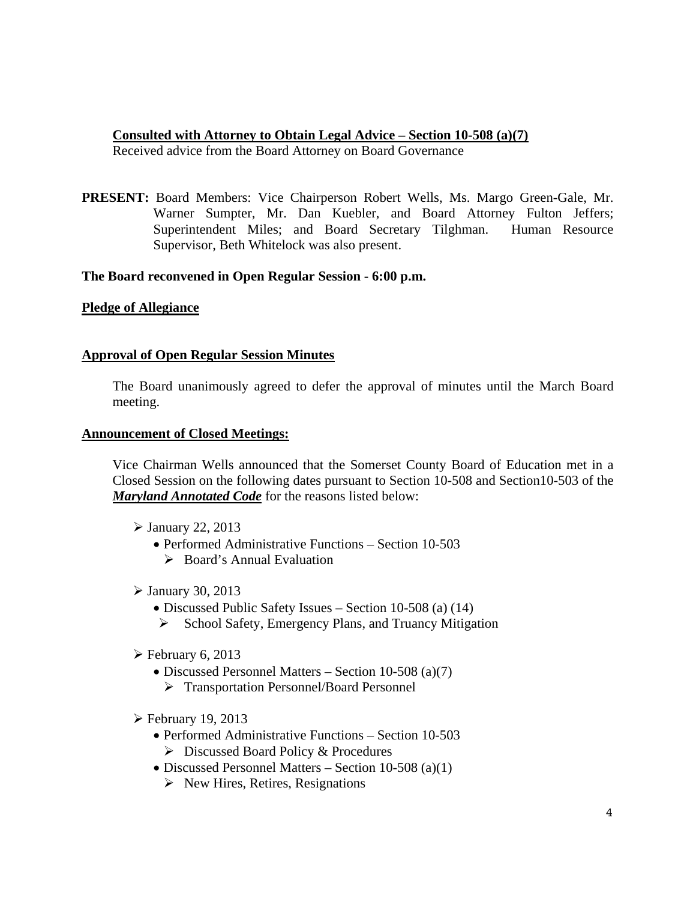**<u>Consulted with Attorney to Obtain Legal Advice – Section 10-508 (a)(7)</u>**
Received advice from the Board Attorney on Board Governance

**PRESENT:** Board Members: Vice Chairperson Robert Wells, Ms. Margo Green-Gale, Mr. Warner Sumpter, Mr. Dan Kuebler, and Board Attorney Fulton Jeffers; Superintendent Miles; and Board Secretary Tilghman. Human Resource Supervisor, Beth Whitelock was also present.

**The Board reconvened in Open Regular Session - 6:00 p.m.**

**<u>Pledge of Allegiance</u>**

**<u>Approval of Open Regular Session Minutes</u>**

The Board unanimously agreed to defer the approval of minutes until the March Board meeting.

**<u>Announcement of Closed Meetings:</u>**

Vice Chairman Wells announced that the Somerset County Board of Education met in a Closed Session on the following dates pursuant to Section 10-508 and Section10-503 of the ***<u>Maryland Annotated Code</u>*** for the reasons listed below:

- January 22, 2013
  - Performed Administrative Functions – Section 10-503
    - Board's Annual Evaluation
- January 30, 2013
  - Discussed Public Safety Issues – Section 10-508 (a) (14)
    - School Safety, Emergency Plans, and Truancy Mitigation
- February 6, 2013
  - Discussed Personnel Matters – Section 10-508 (a)(7)
    - Transportation Personnel/Board Personnel
- February 19, 2013
  - Performed Administrative Functions – Section 10-503
    - Discussed Board Policy & Procedures
  - Discussed Personnel Matters – Section 10-508 (a)(1)
    - New Hires, Retires, Resignations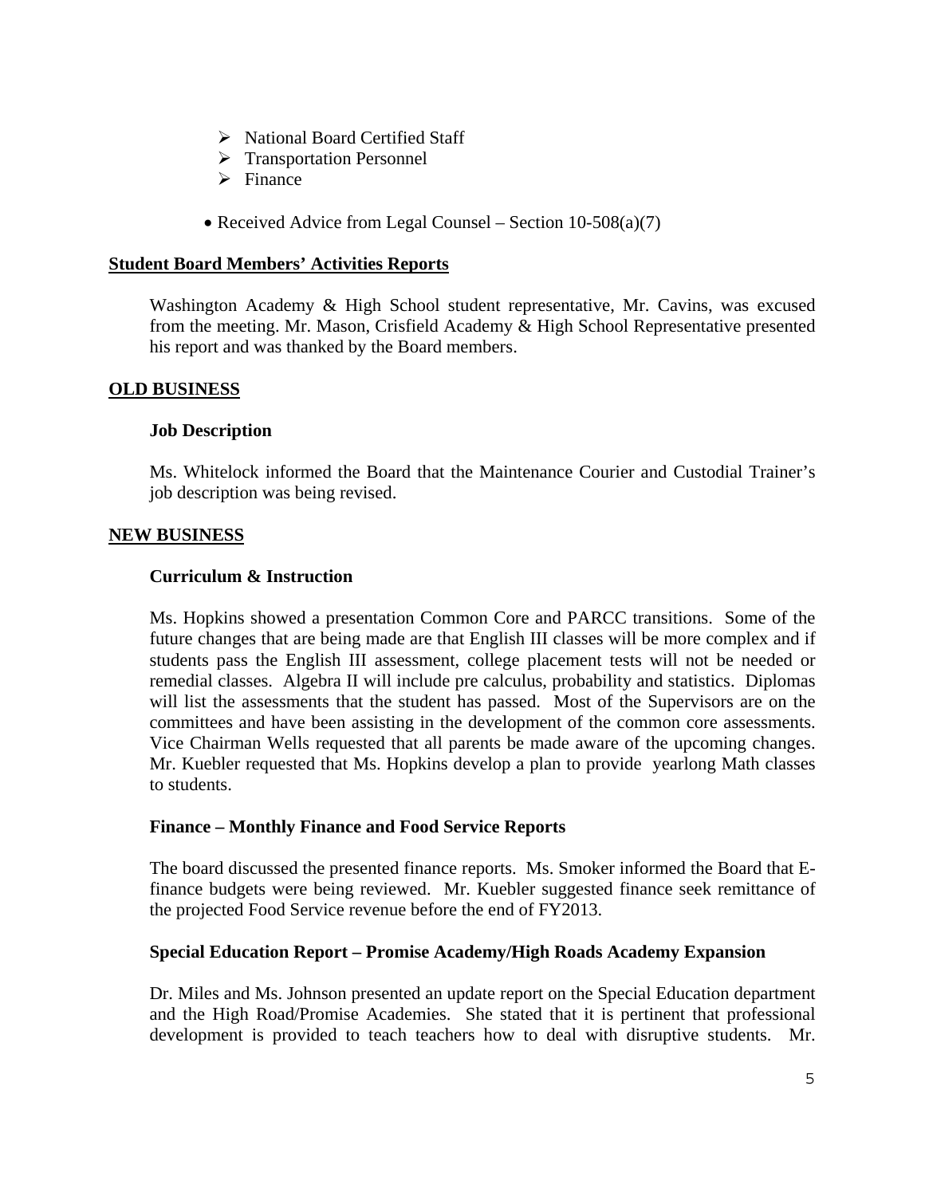- National Board Certified Staff
- Transportation Personnel
- Finance

- Received Advice from Legal Counsel – Section 10-508(a)(7)

**Student Board Members' Activities Reports**

Washington Academy & High School student representative, Mr. Cavins, was excused from the meeting. Mr. Mason, Crisfield Academy & High School Representative presented his report and was thanked by the Board members.

**OLD BUSINESS**

**Job Description**

Ms. Whitelock informed the Board that the Maintenance Courier and Custodial Trainer's job description was being revised.

**NEW BUSINESS**

**Curriculum & Instruction**

Ms. Hopkins showed a presentation Common Core and PARCC transitions. Some of the future changes that are being made are that English III classes will be more complex and if students pass the English III assessment, college placement tests will not be needed or remedial classes. Algebra II will include pre calculus, probability and statistics. Diplomas will list the assessments that the student has passed. Most of the Supervisors are on the committees and have been assisting in the development of the common core assessments. Vice Chairman Wells requested that all parents be made aware of the upcoming changes. Mr. Kuebler requested that Ms. Hopkins develop a plan to provide yearlong Math classes to students.

**Finance – Monthly Finance and Food Service Reports**

The board discussed the presented finance reports. Ms. Smoker informed the Board that E-finance budgets were being reviewed. Mr. Kuebler suggested finance seek remittance of the projected Food Service revenue before the end of FY2013.

**Special Education Report – Promise Academy/High Roads Academy Expansion**

Dr. Miles and Ms. Johnson presented an update report on the Special Education department and the High Road/Promise Academies. She stated that it is pertinent that professional development is provided to teach teachers how to deal with disruptive students. Mr.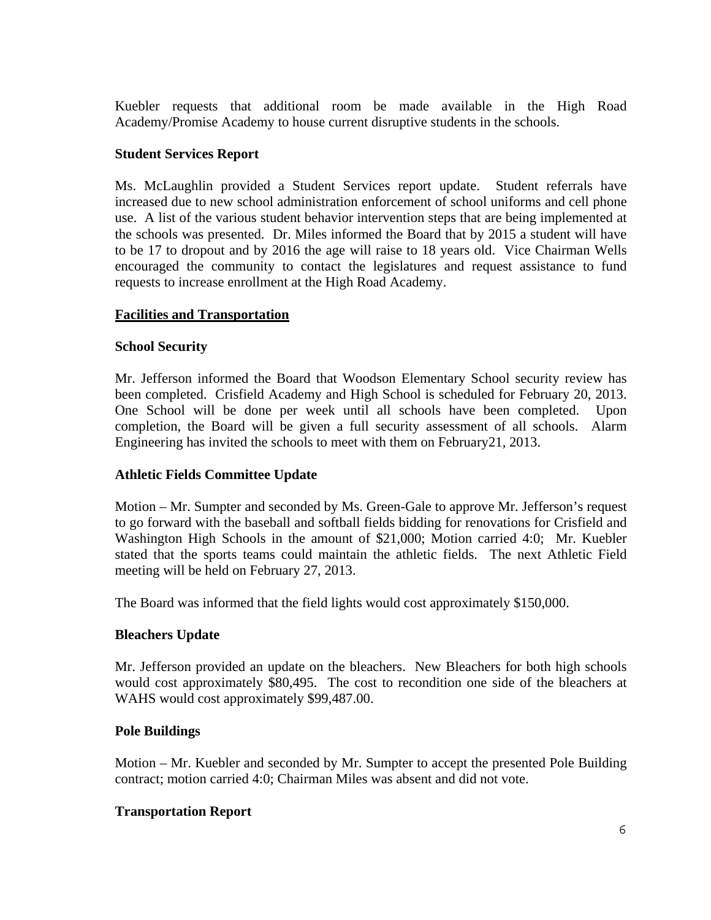Kuebler requests that additional room be made available in the High Road Academy/Promise Academy to house current disruptive students in the schools.

**Student Services Report**

Ms. McLaughlin provided a Student Services report update. Student referrals have increased due to new school administration enforcement of school uniforms and cell phone use. A list of the various student behavior intervention steps that are being implemented at the schools was presented. Dr. Miles informed the Board that by 2015 a student will have to be 17 to dropout and by 2016 the age will raise to 18 years old. Vice Chairman Wells encouraged the community to contact the legislatures and request assistance to fund requests to increase enrollment at the High Road Academy.

**Facilities and Transportation**

**School Security**

Mr. Jefferson informed the Board that Woodson Elementary School security review has been completed. Crisfield Academy and High School is scheduled for February 20, 2013. One School will be done per week until all schools have been completed. Upon completion, the Board will be given a full security assessment of all schools. Alarm Engineering has invited the schools to meet with them on February21, 2013.

**Athletic Fields Committee Update**

Motion – Mr. Sumpter and seconded by Ms. Green-Gale to approve Mr. Jefferson's request to go forward with the baseball and softball fields bidding for renovations for Crisfield and Washington High Schools in the amount of $21,000; Motion carried 4:0; Mr. Kuebler stated that the sports teams could maintain the athletic fields. The next Athletic Field meeting will be held on February 27, 2013.

The Board was informed that the field lights would cost approximately $150,000.

**Bleachers Update**

Mr. Jefferson provided an update on the bleachers. New Bleachers for both high schools would cost approximately $80,495. The cost to recondition one side of the bleachers at WAHS would cost approximately $99,487.00.

**Pole Buildings**

Motion – Mr. Kuebler and seconded by Mr. Sumpter to accept the presented Pole Building contract; motion carried 4:0; Chairman Miles was absent and did not vote.

**Transportation Report**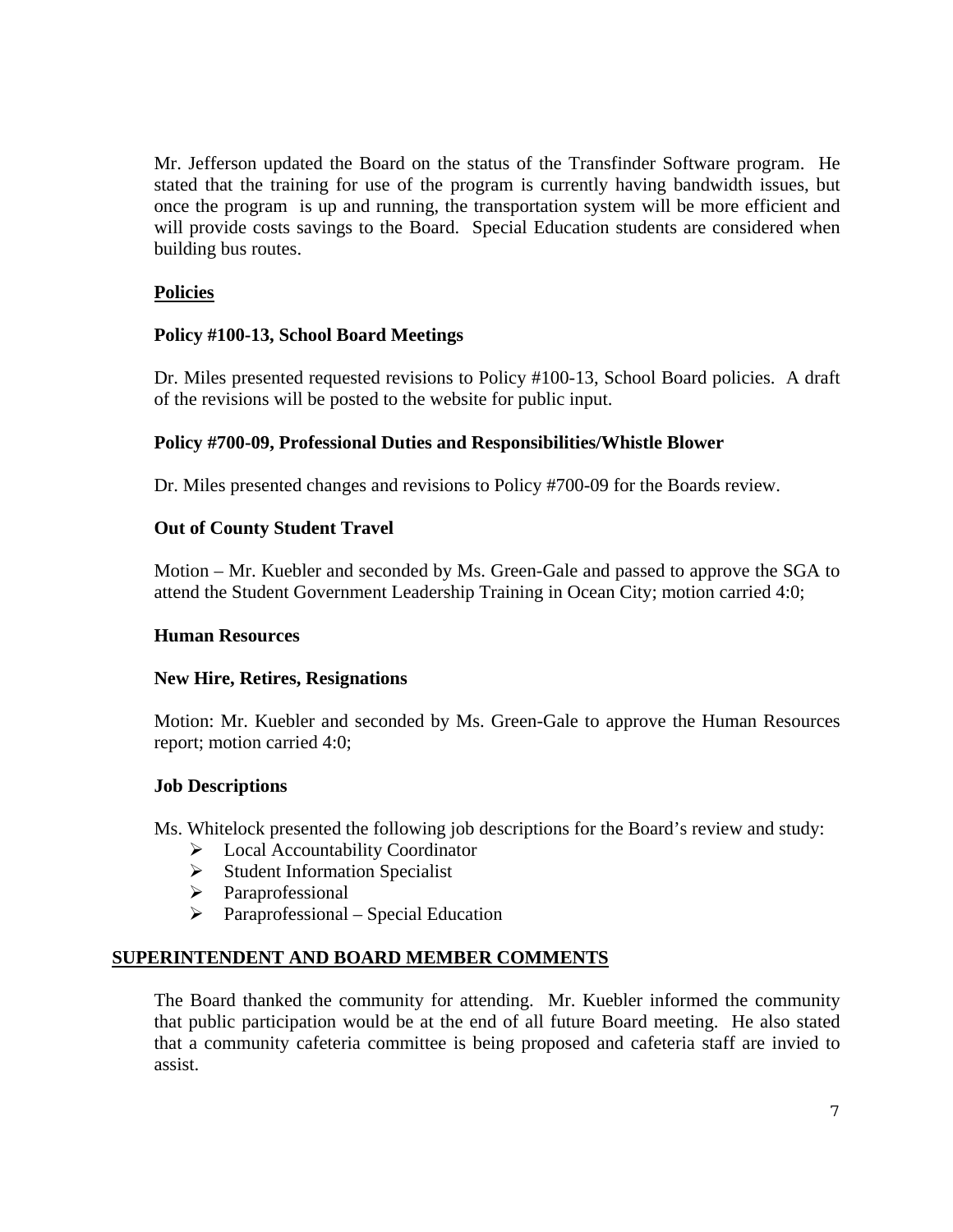Mr. Jefferson updated the Board on the status of the Transfinder Software program. He stated that the training for use of the program is currently having bandwidth issues, but once the program is up and running, the transportation system will be more efficient and will provide costs savings to the Board. Special Education students are considered when building bus routes.

**Policies**

**Policy #100-13, School Board Meetings**

Dr. Miles presented requested revisions to Policy #100-13, School Board policies. A draft of the revisions will be posted to the website for public input.

**Policy #700-09, Professional Duties and Responsibilities/Whistle Blower**

Dr. Miles presented changes and revisions to Policy #700-09 for the Boards review.

**Out of County Student Travel**

Motion – Mr. Kuebler and seconded by Ms. Green-Gale and passed to approve the SGA to attend the Student Government Leadership Training in Ocean City; motion carried 4:0;

**Human Resources**

**New Hire, Retires, Resignations**

Motion: Mr. Kuebler and seconded by Ms. Green-Gale to approve the Human Resources report; motion carried 4:0;

**Job Descriptions**

Ms. Whitelock presented the following job descriptions for the Board's review and study:

- Local Accountability Coordinator
- Student Information Specialist
- Paraprofessional
- Paraprofessional – Special Education

## SUPERINTENDENT AND BOARD MEMBER COMMENTS

The Board thanked the community for attending. Mr. Kuebler informed the community that public participation would be at the end of all future Board meeting. He also stated that a community cafeteria committee is being proposed and cafeteria staff are invied to assist.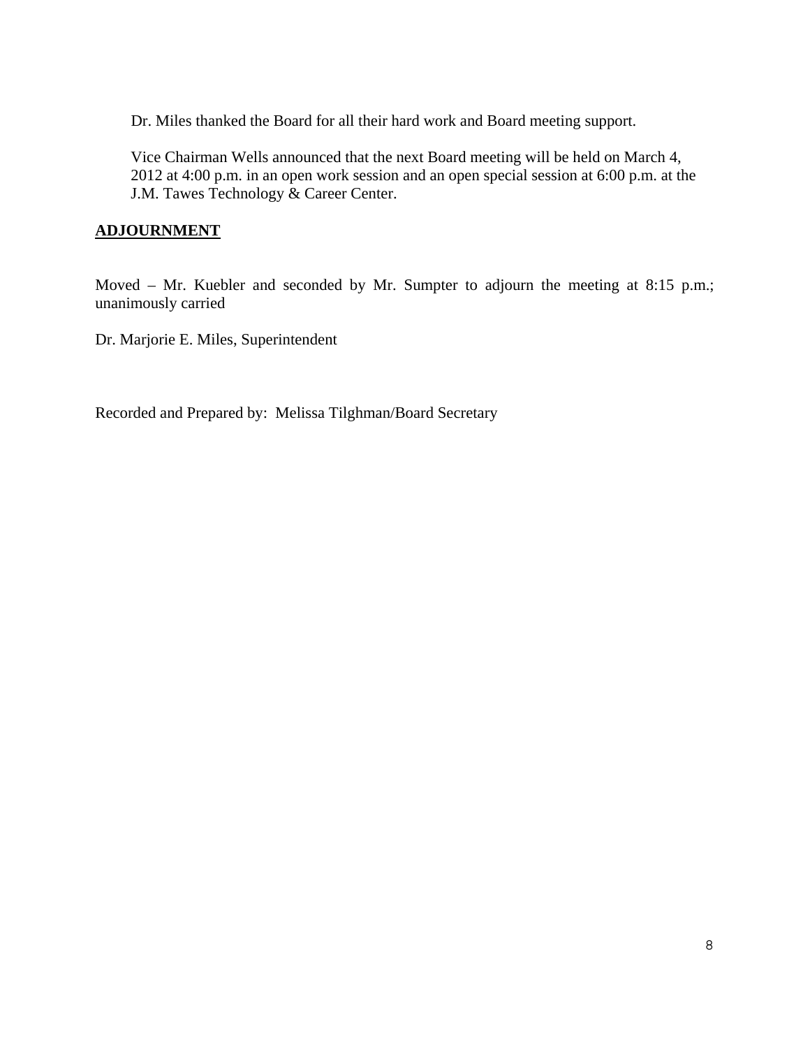Dr. Miles thanked the Board for all their hard work and Board meeting support.

Vice Chairman Wells announced that the next Board meeting will be held on March 4, 2012 at 4:00 p.m. in an open work session and an open special session at 6:00 p.m. at the J.M. Tawes Technology & Career Center.

## ADJOURNMENT

Moved – Mr. Kuebler and seconded by Mr. Sumpter to adjourn the meeting at 8:15 p.m.; unanimously carried

Dr. Marjorie E. Miles, Superintendent

Recorded and Prepared by: Melissa Tilghman/Board Secretary